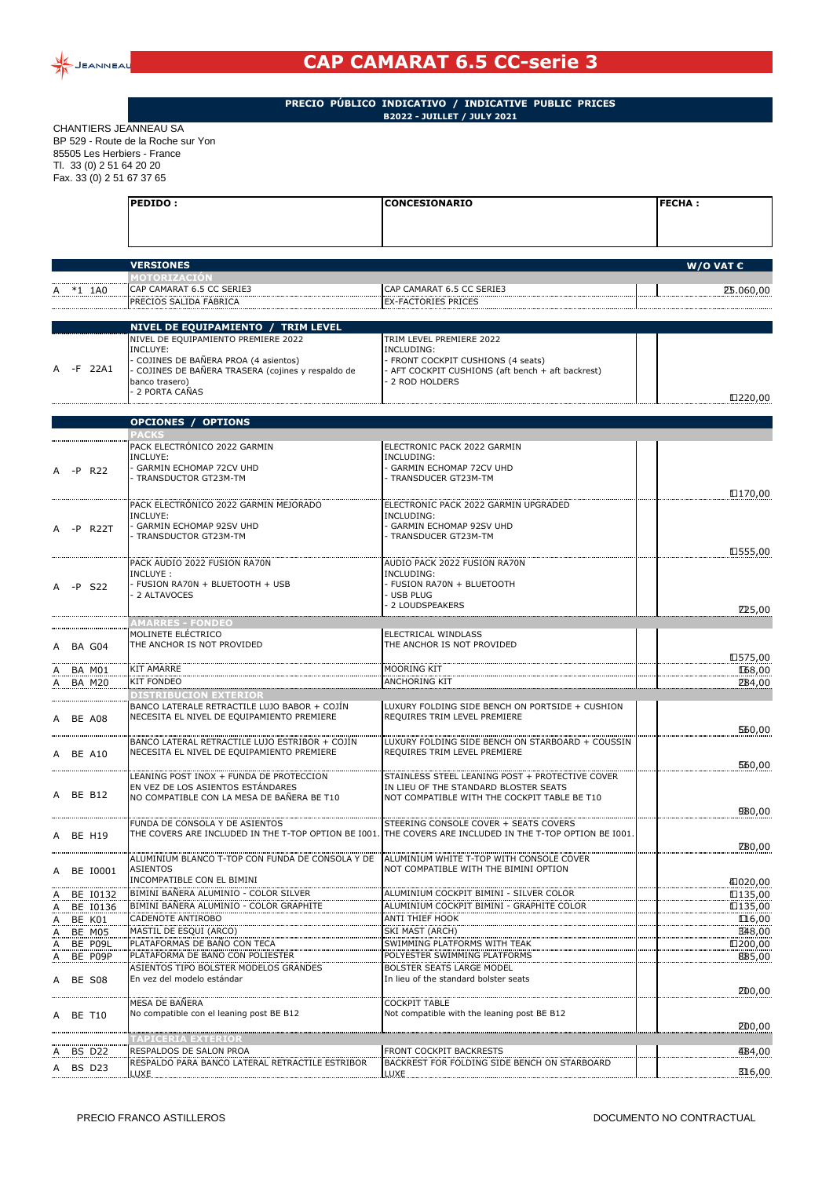# CAP CAMARAT 6.5 CC-serie 3

**PRECIO PÚBLICO INDICATIVO / INDICATIVE PUBLIC PRICES**
**B2022 - JUILLET / JULY 2021**

CHANTIERS JEANNEAU SA
BP 529 - Route de la Roche sur Yon
85505 Les Herbiers - France
Tl. 33 (0) 2 51 64 20 20
Fax. 33 (0) 2 51 67 37 65

| PEDIDO : | CONCESIONARIO | FECHA : |
|---|---|---|
| | | |

| | | VERSIONES | | | W/O VAT € |
|---|---|---|---|---|---|
| | | MOTORIZACIÓN | | | |
| A | *1 1A0 | CAP CAMARAT 6.5 CC SERIE3<br>PRECIOS SALIDA FÁBRICA | CAP CAMARAT 6.5 CC SERIE3<br>EX-FACTORIES PRICES | | 25.060,00 |
| | | **NIVEL DE EQUIPAMIENTO / TRIM LEVEL** | | | |
| A | -F 22A1 | NIVEL DE EQUIPAMIENTO PREMIERE 2022<br>INCLUYE:<br>- COJINES DE BAÑERA PROA (4 asientos)<br>- COJINES DE BAÑERA TRASERA (cojines y respaldo de banco trasero)<br>- 2 PORTA CAÑAS | TRIM LEVEL PREMIERE 2022<br>INCLUDING:<br>- FRONT COCKPIT CUSHIONS (4 seats)<br>- AFT COCKPIT CUSHIONS (aft bench + aft backrest)<br>- 2 ROD HOLDERS | | 1.220,00 |
| | | **OPCIONES / OPTIONS** | | | |
| | | PACKS | | | |
| A | -P R22 | PACK ELECTRÓNICO 2022 GARMIN<br>INCLUYE:<br>- GARMIN ECHOMAP 72CV UHD<br>- TRANSDUCTOR GT23M-TM | ELECTRONIC PACK 2022 GARMIN<br>INCLUDING:<br>- GARMIN ECHOMAP 72CV UHD<br>- TRANSDUCER GT23M-TM | | 1.170,00 |
| A | -P R22T | PACK ELECTRÓNICO 2022 GARMIN MEJORADO<br>INCLUYE:<br>- GARMIN ECHOMAP 92SV UHD<br>- TRANSDUCTOR GT23M-TM | ELECTRONIC PACK 2022 GARMIN UPGRADED<br>INCLUDING:<br>- GARMIN ECHOMAP 92SV UHD<br>- TRANSDUCER GT23M-TM | | 1.555,00 |
| A | -P S22 | PACK AUDIO 2022 FUSION RA70N<br>INCLUYE :<br>- FUSION RA70N + BLUETOOTH + USB<br>- 2 ALTAVOCES | AUDIO PACK 2022 FUSION RA70N<br>INCLUDING:<br>- FUSION RA70N + BLUETOOTH<br>- USB PLUG<br>- 2 LOUDSPEAKERS | | 725,00 |
| | | AMARRES - FONDEO | | | |
| A | BA G04 | MOLINETE ELÉCTRICO<br>THE ANCHOR IS NOT PROVIDED | ELECTRICAL WINDLASS<br>THE ANCHOR IS NOT PROVIDED | | 1.575,00 |
| A | BA M01 | KIT AMARRE | MOORING KIT | | 168,00 |
| A | BA M20 | KIT FONDEO | ANCHORING KIT | | 284,00 |
| | | DISTRIBUCION EXTERIOR | | | |
| A | BE A08 | BANCO LATERALE RETRACTILE LUJO BABOR + COJÍN<br>NECESITA EL NIVEL DE EQUIPAMIENTO PREMIERE | LUXURY FOLDING SIDE BENCH ON PORTSIDE + CUSHION<br>REQUIRES TRIM LEVEL PREMIERE | | 560,00 |
| A | BE A10 | BANCO LATERAL RETRACTILE LUJO ESTRIBOR + COJIN<br>NECESITA EL NIVEL DE EQUIPAMIENTO PREMIERE | LUXURY FOLDING SIDE BENCH ON STARBOARD + COUSSIN<br>REQUIRES TRIM LEVEL PREMIERE | | 560,00 |
| A | BE B12 | LEANING POST INOX + FUNDA DE PROTECCION<br>EN VEZ DE LOS ASIENTOS ESTÁNDARES<br>NO COMPATIBLE CON LA MESA DE BAÑERA BE T10 | STAINLESS STEEL LEANING POST + PROTECTIVE COVER<br>IN LIEU OF THE STANDARD BLOSTER SEATS<br>NOT COMPATIBLE WITH THE COCKPIT TABLE BE T10 | | 980,00 |
| A | BE H19 | FUNDA DE CONSOLA Y DE ASIENTOS<br>THE COVERS ARE INCLUDED IN THE T-TOP OPTION BE I001. | STEERING CONSOLE COVER + SEATS COVERS<br>THE COVERS ARE INCLUDED IN THE T-TOP OPTION BE I001. | | 780,00 |
| A | BE I0001 | ALUMINIUM BLANCO T-TOP CON FUNDA DE CONSOLA Y DE ASIENTOS<br>INCOMPATIBLE CON EL BIMINI | ALUMINIUM WHITE T-TOP WITH CONSOLE COVER<br>NOT COMPATIBLE WITH THE BIMINI OPTION | | 4.020,00 |
| A | BE I0132 | BIMINI BAÑERA ALUMINIO - COLOR SILVER | ALUMINIUM COCKPIT BIMINI - SILVER COLOR | | 1.135,00 |
| A | BE I0136 | BIMINI BAÑERA ALUMINIO - COLOR GRAPHITE | ALUMINIUM COCKPIT BIMINI - GRAPHITE COLOR | | 1.135,00 |
| A | BE K01 | CADENOTE ANTIROBO | ANTI THIEF HOOK | | 116,00 |
| A | BE M05 | MASTIL DE ESQUI (ARCO) | SKI MAST (ARCH) | | 348,00 |
| A | BE P09L | PLATAFORMAS DE BAÑO CON TECA | SWIMMING PLATFORMS WITH TEAK | | 1.200,00 |
| A | BE P09P | PLATAFORMA DE BAÑO CON POLIESTER | POLYESTER SWIMMING PLATFORMS | | 885,00 |
| A | BE S08 | ASIENTOS TIPO BOLSTER MODELOS GRANDES<br>En vez del modelo estándar | BOLSTER SEATS LARGE MODEL<br>In lieu of the standard bolster seats | | 200,00 |
| A | BE T10 | MESA DE BAÑERA<br>No compatible con el leaning post BE B12 | COCKPIT TABLE<br>Not compatible with the leaning post BE B12 | | 200,00 |
| | | TAPICERIA EXTERIOR | | | |
| A | BS D22 | RESPALDOS DE SALON PROA | FRONT COCKPIT BACKRESTS | | 484,00 |
| A | BS D23 | RESPALDO PARA BANCO LATERAL RETRACTILE ESTRIBOR LUXE | BACKREST FOR FOLDING SIDE BENCH ON STARBOARD LUXE | | 316,00 |

PRECIO FRANCO ASTILLEROS

DOCUMENTO NO CONTRACTUAL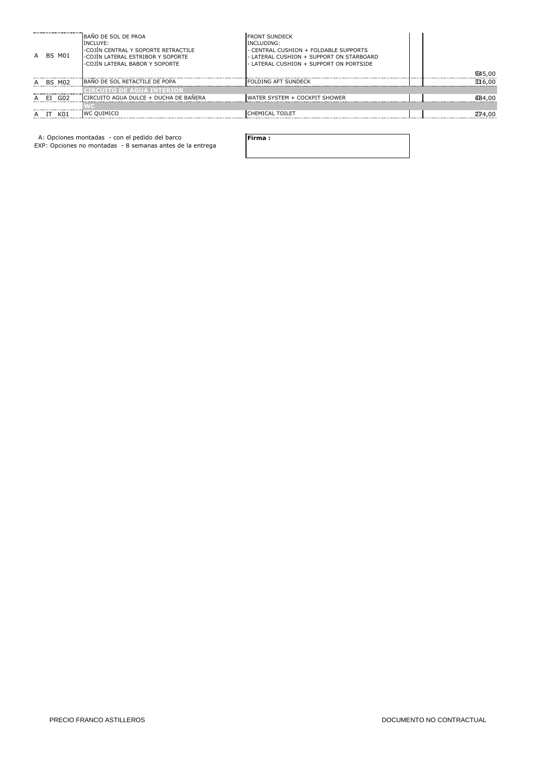| | | | | |
|---|---|---|---|---|
| A BS M01 | BAÑO DE SOL DE PROA<br>INCLUYE:<br>-COJÍN CENTRAL Y SOPORTE RETRACTILE<br>-COJÍN LATERAL ESTRIBOR Y SOPORTE<br>-COJÍN LATERAL BABOR Y SOPORTE | FRONT SUNDECK<br>INCLUDING:<br>- CENTRAL CUSHION + FOLDABLE SUPPORTS<br>- LATERAL CUSHION + SUPPORT ON STARBOARD<br>- LATERAL CUSHION + SUPPORT ON PORTSIDE | | 945,00 |
| A BS M02 | BAÑO DE SOL RETACTILE DE POPA | FOLDING AFT SUNDECK | | 316,00 |
| | CIRCUITO DE AGUA INTERIOR | | | |
| A EI G02 | CIRCUITO AGUA DULCE + DUCHA DE BAÑERA | WATER SYSTEM + COCKPIT SHOWER | | 484,00 |
| | WC | | | |
| A IT K01 | WC QUIMICO | CHEMICAL TOILET | | 274,00 |

A: Opciones montadas - con el pedido del barco
EXP: Opciones no montadas - 8 semanas antes de la entrega

**Firma :**

PRECIO FRANCO ASTILLEROS

DOCUMENTO NO CONTRACTUAL